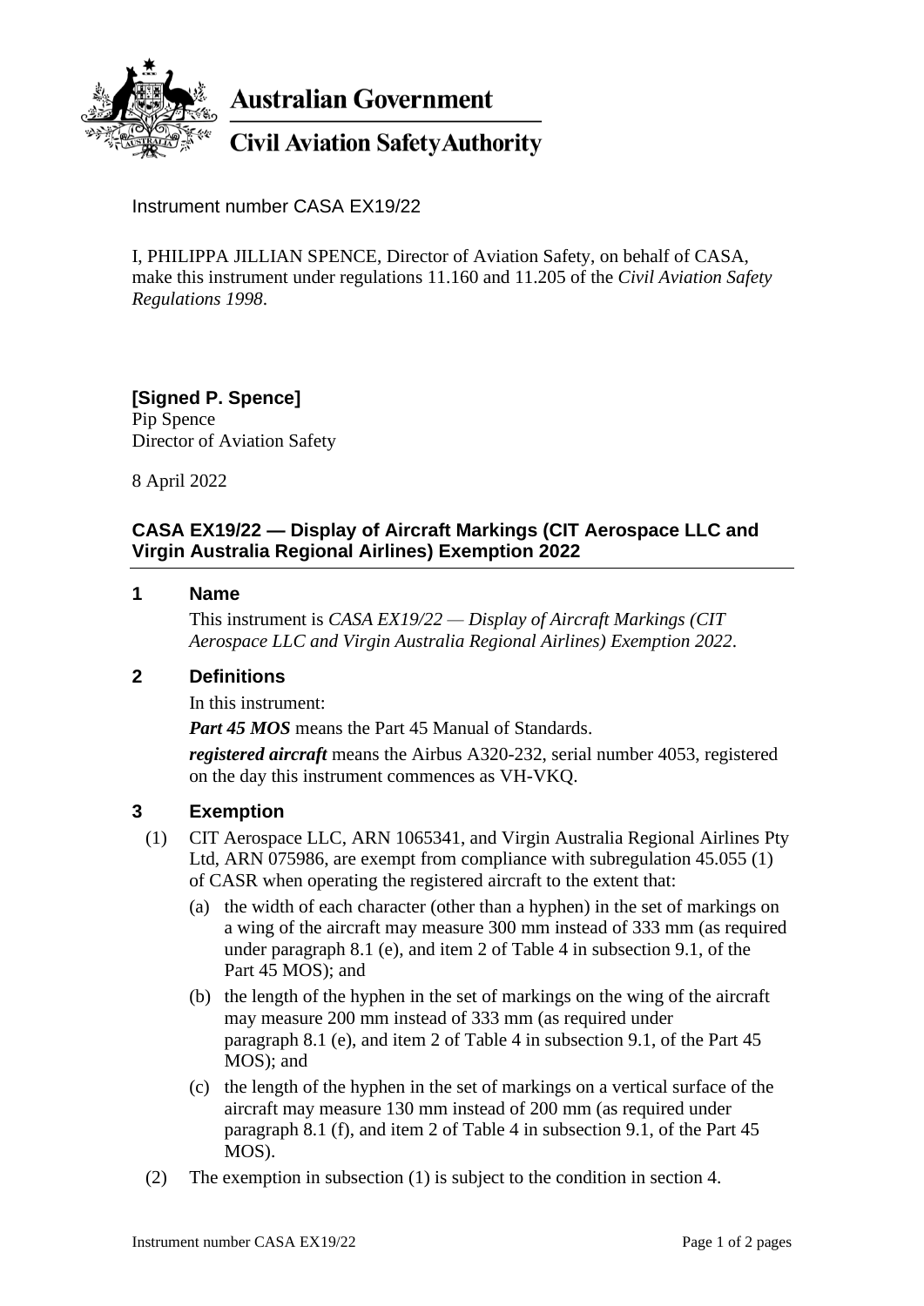Australian Government

Civil Aviation Safety Authority

Instrument number CASA EX19/22

I, PHILIPPA JILLIAN SPENCE, Director of Aviation Safety, on behalf of CASA, make this instrument under regulations 11.160 and 11.205 of the *Civil Aviation Safety Regulations 1998*.

**[Signed P. Spence]**
Pip Spence
Director of Aviation Safety

8 April 2022

## CASA EX19/22 — Display of Aircraft Markings (CIT Aerospace LLC and Virgin Australia Regional Airlines) Exemption 2022

### 1 Name

This instrument is *CASA EX19/22 — Display of Aircraft Markings (CIT Aerospace LLC and Virgin Australia Regional Airlines) Exemption 2022*.

### 2 Definitions

In this instrument:

***Part 45 MOS*** means the Part 45 Manual of Standards.

***registered aircraft*** means the Airbus A320-232, serial number 4053, registered on the day this instrument commences as VH-VKQ.

### 3 Exemption

(1) CIT Aerospace LLC, ARN 1065341, and Virgin Australia Regional Airlines Pty Ltd, ARN 075986, are exempt from compliance with subregulation 45.055 (1) of CASR when operating the registered aircraft to the extent that:

(a) the width of each character (other than a hyphen) in the set of markings on a wing of the aircraft may measure 300 mm instead of 333 mm (as required under paragraph 8.1 (e), and item 2 of Table 4 in subsection 9.1, of the Part 45 MOS); and

(b) the length of the hyphen in the set of markings on the wing of the aircraft may measure 200 mm instead of 333 mm (as required under paragraph 8.1 (e), and item 2 of Table 4 in subsection 9.1, of the Part 45 MOS); and

(c) the length of the hyphen in the set of markings on a vertical surface of the aircraft may measure 130 mm instead of 200 mm (as required under paragraph 8.1 (f), and item 2 of Table 4 in subsection 9.1, of the Part 45 MOS).

(2) The exemption in subsection (1) is subject to the condition in section 4.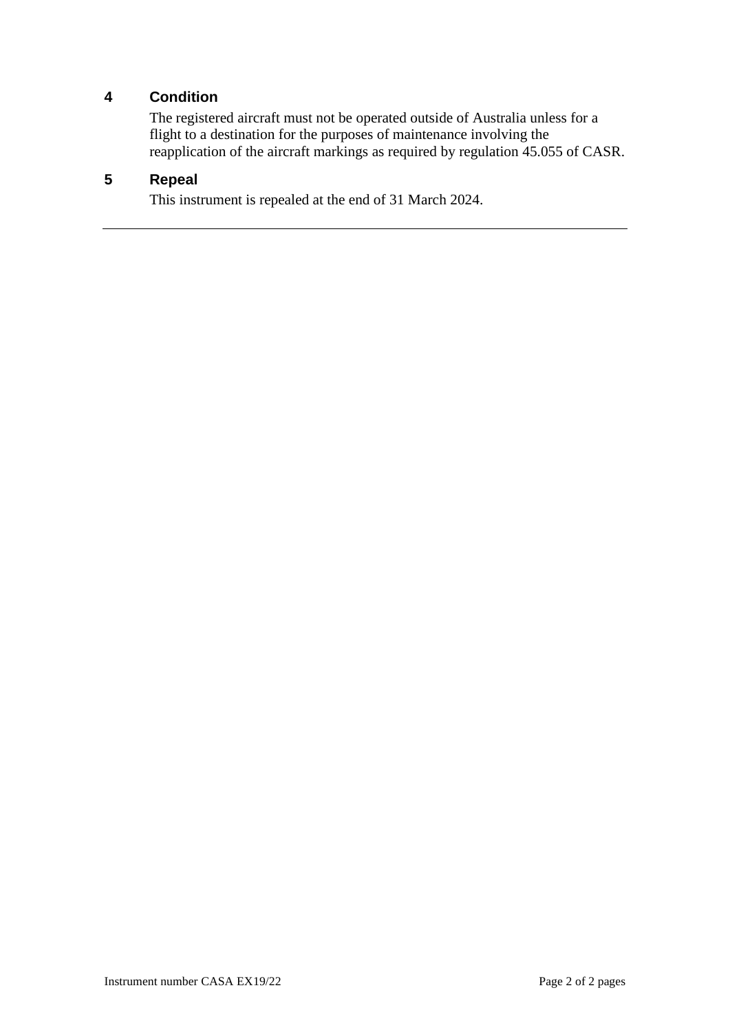## 4 Condition

The registered aircraft must not be operated outside of Australia unless for a flight to a destination for the purposes of maintenance involving the reapplication of the aircraft markings as required by regulation 45.055 of CASR.

## 5 Repeal

This instrument is repealed at the end of 31 March 2024.

---